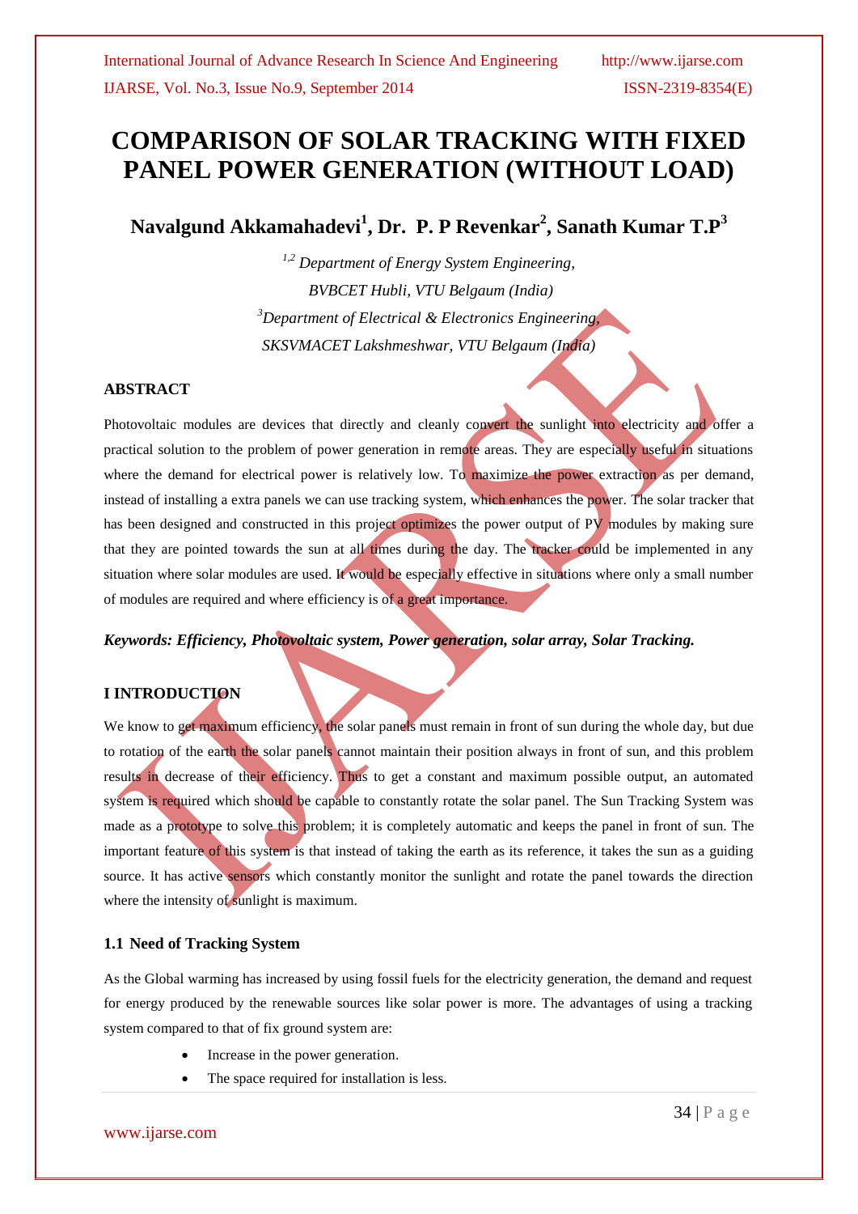# COMPARISON OF SOLAR TRACKING WITH FIXED PANEL POWER GENERATION (WITHOUT LOAD)

**Navalgund Akkamahadevi[1], Dr. P. P Revenkar[2], Sanath Kumar T.P[3]**

*[1,2] Department of Energy System Engineering,*
*BVBCET Hubli, VTU Belgaum (India)*
*[3]Department of Electrical & Electronics Engineering,*
*SKSVMACET Lakshmeshwar, VTU Belgaum (India)*

## ABSTRACT

Photovoltaic modules are devices that directly and cleanly convert the sunlight into electricity and offer a practical solution to the problem of power generation in remote areas. They are especially useful in situations where the demand for electrical power is relatively low. To maximize the power extraction as per demand, instead of installing a extra panels we can use tracking system, which enhances the power. The solar tracker that has been designed and constructed in this project optimizes the power output of PV modules by making sure that they are pointed towards the sun at all times during the day. The tracker could be implemented in any situation where solar modules are used. It would be especially effective in situations where only a small number of modules are required and where efficiency is of a great importance.

***Keywords: Efficiency, Photovoltaic system, Power generation, solar array, Solar Tracking.***

## I INTRODUCTION

We know to get maximum efficiency, the solar panels must remain in front of sun during the whole day, but due to rotation of the earth the solar panels cannot maintain their position always in front of sun, and this problem results in decrease of their efficiency. Thus to get a constant and maximum possible output, an automated system is required which should be capable to constantly rotate the solar panel. The Sun Tracking System was made as a prototype to solve this problem; it is completely automatic and keeps the panel in front of sun. The important feature of this system is that instead of taking the earth as its reference, it takes the sun as a guiding source. It has active sensors which constantly monitor the sunlight and rotate the panel towards the direction where the intensity of sunlight is maximum.

### 1.1 Need of Tracking System

As the Global warming has increased by using fossil fuels for the electricity generation, the demand and request for energy produced by the renewable sources like solar power is more. The advantages of using a tracking system compared to that of fix ground system are:

- Increase in the power generation.
- The space required for installation is less.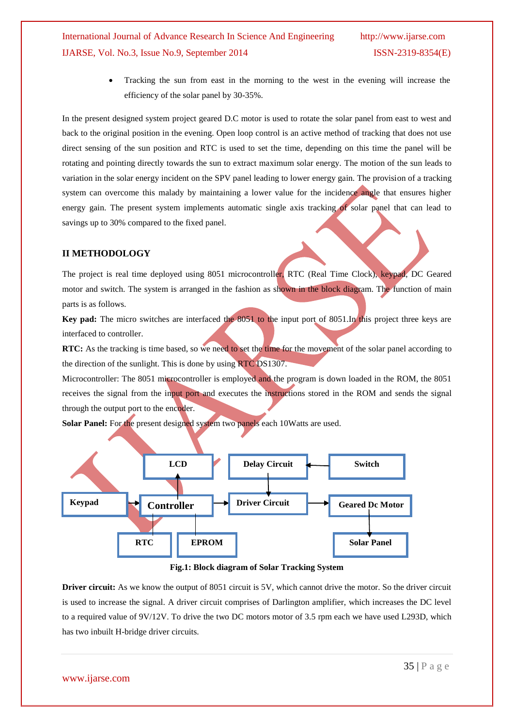- Tracking the sun from east in the morning to the west in the evening will increase the efficiency of the solar panel by 30-35%.

In the present designed system project geared D.C motor is used to rotate the solar panel from east to west and back to the original position in the evening. Open loop control is an active method of tracking that does not use direct sensing of the sun position and RTC is used to set the time, depending on this time the panel will be rotating and pointing directly towards the sun to extract maximum solar energy. The motion of the sun leads to variation in the solar energy incident on the SPV panel leading to lower energy gain. The provision of a tracking system can overcome this malady by maintaining a lower value for the incidence angle that ensures higher energy gain. The present system implements automatic single axis tracking of solar panel that can lead to savings up to 30% compared to the fixed panel.

## II METHODOLOGY

The project is real time deployed using 8051 microcontroller, RTC (Real Time Clock), keypad, DC Geared motor and switch. The system is arranged in the fashion as shown in the block diagram. The function of main parts is as follows.

**Key pad:** The micro switches are interfaced the 8051 to the input port of 8051.In this project three keys are interfaced to controller.

**RTC:** As the tracking is time based, so we need to set the time for the movement of the solar panel according to the direction of the sunlight. This is done by using RTC DS1307.

Microcontroller: The 8051 microcontroller is employed and the program is down loaded in the ROM, the 8051 receives the signal from the input port and executes the instructions stored in the ROM and sends the signal through the output port to the encoder.

**Solar Panel:** For the present designed system two panels each 10Watts are used.

LCD | Delay Circuit | Switch | Keypad | Controller | Driver Circuit | Geared Dc Motor | RTC | EPROM | Solar Panel

**Fig.1: Block diagram of Solar Tracking System**

**Driver circuit:** As we know the output of 8051 circuit is 5V, which cannot drive the motor. So the driver circuit is used to increase the signal. A driver circuit comprises of Darlington amplifier, which increases the DC level to a required value of 9V/12V. To drive the two DC motors motor of 3.5 rpm each we have used L293D, which has two inbuilt H-bridge driver circuits.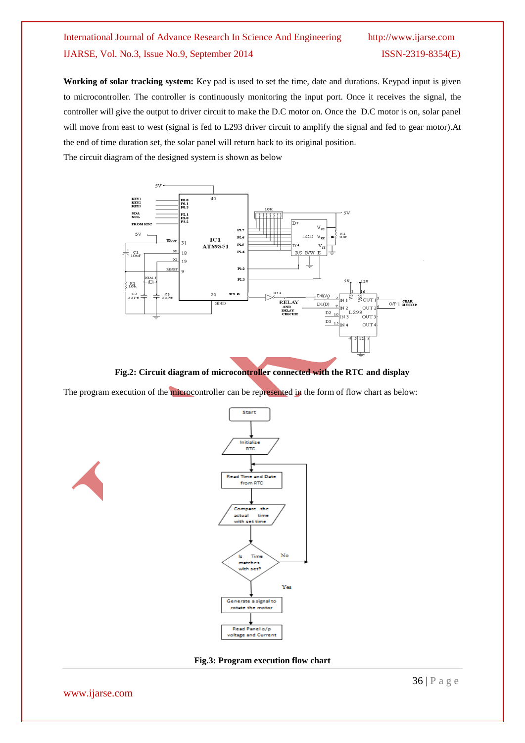**Working of solar tracking system:** Key pad is used to set the time, date and durations. Keypad input is given to microcontroller. The controller is continuously monitoring the input port. Once it receives the signal, the controller will give the output to driver circuit to make the D.C motor on. Once the D.C motor is on, solar panel will move from east to west (signal is fed to L293 driver circuit to amplify the signal and fed to gear motor).At the end of time duration set, the solar panel will return back to its original position.

The circuit diagram of the designed system is shown as below

**Fig.2: Circuit diagram of microcontroller connected with the RTC and display**

The program execution of the microcontroller can be represented in the form of flow chart as below:

**Fig.3: Program execution flow chart**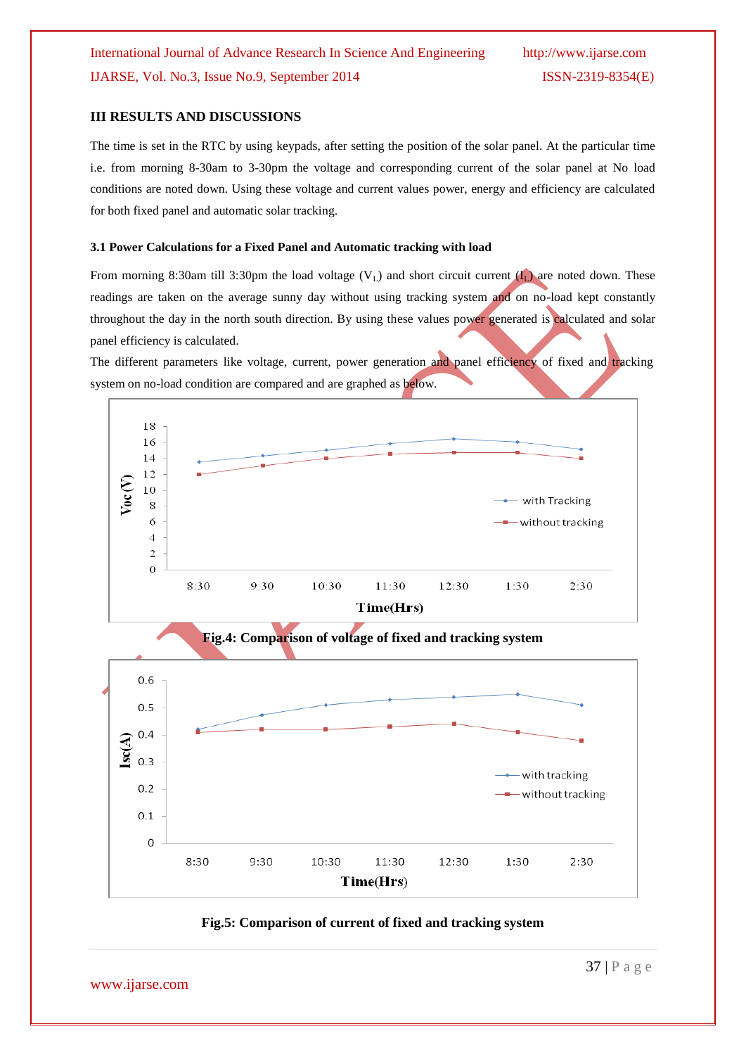## III RESULTS AND DISCUSSIONS

The time is set in the RTC by using keypads, after setting the position of the solar panel. At the particular time i.e. from morning 8-30am to 3-30pm the voltage and corresponding current of the solar panel at No load conditions are noted down. Using these voltage and current values power, energy and efficiency are calculated for both fixed panel and automatic solar tracking.

### 3.1 Power Calculations for a Fixed Panel and Automatic tracking with load

From morning 8:30am till 3:30pm the load voltage ($V_L$) and short circuit current ($I_L$) are noted down. These readings are taken on the average sunny day without using tracking system and on no-load kept constantly throughout the day in the north south direction. By using these values power generated is calculated and solar panel efficiency is calculated.

The different parameters like voltage, current, power generation and panel efficiency of fixed and tracking system on no-load condition are compared and are graphed as below.

**Fig.4: Comparison of voltage of fixed and tracking system**

**Fig.5: Comparison of current of fixed and tracking system**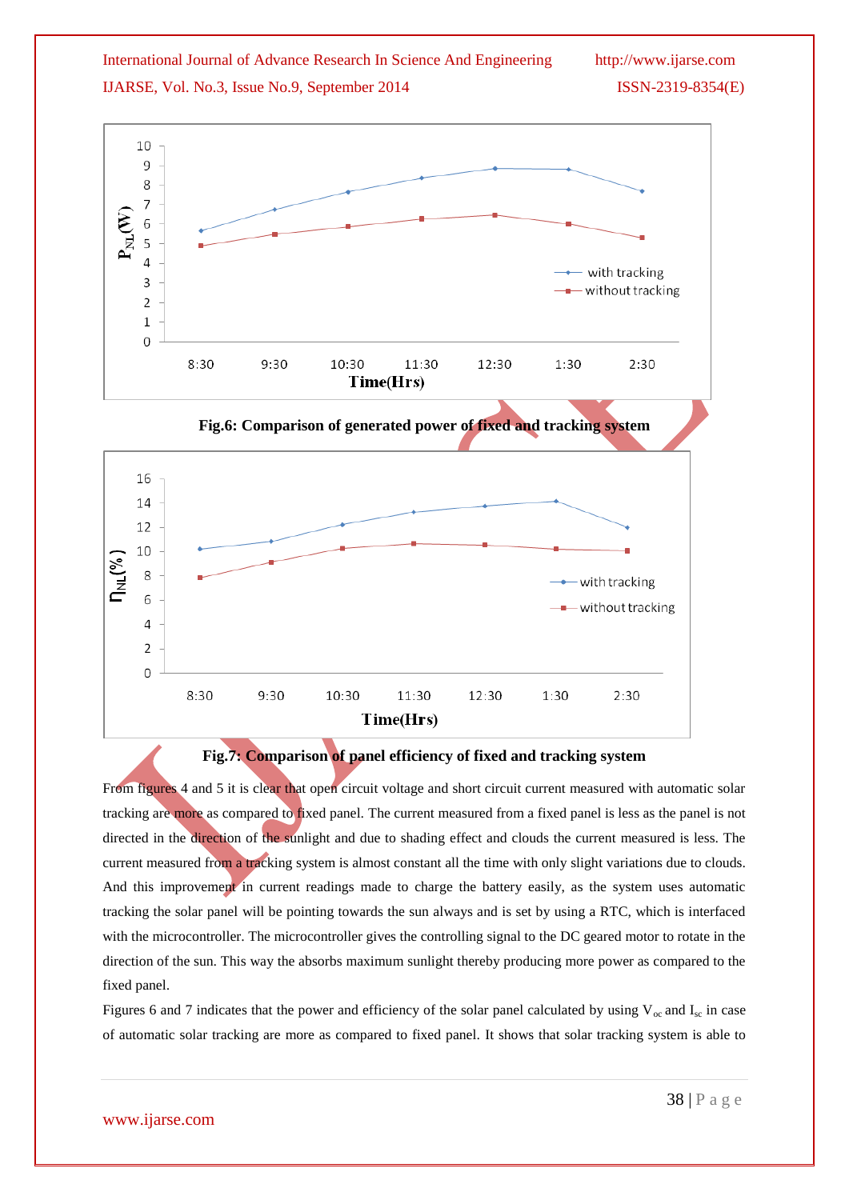**Fig.6: Comparison of generated power of fixed and tracking system**

**Fig.7: Comparison of panel efficiency of fixed and tracking system**

From figures 4 and 5 it is clear that open circuit voltage and short circuit current measured with automatic solar tracking are more as compared to fixed panel. The current measured from a fixed panel is less as the panel is not directed in the direction of the sunlight and due to shading effect and clouds the current measured is less. The current measured from a tracking system is almost constant all the time with only slight variations due to clouds. And this improvement in current readings made to charge the battery easily, as the system uses automatic tracking the solar panel will be pointing towards the sun always and is set by using a RTC, which is interfaced with the microcontroller. The microcontroller gives the controlling signal to the DC geared motor to rotate in the direction of the sun. This way the absorbs maximum sunlight thereby producing more power as compared to the fixed panel.

Figures 6 and 7 indicates that the power and efficiency of the solar panel calculated by using $V_{oc}$ and $I_{sc}$ in case of automatic solar tracking are more as compared to fixed panel. It shows that solar tracking system is able to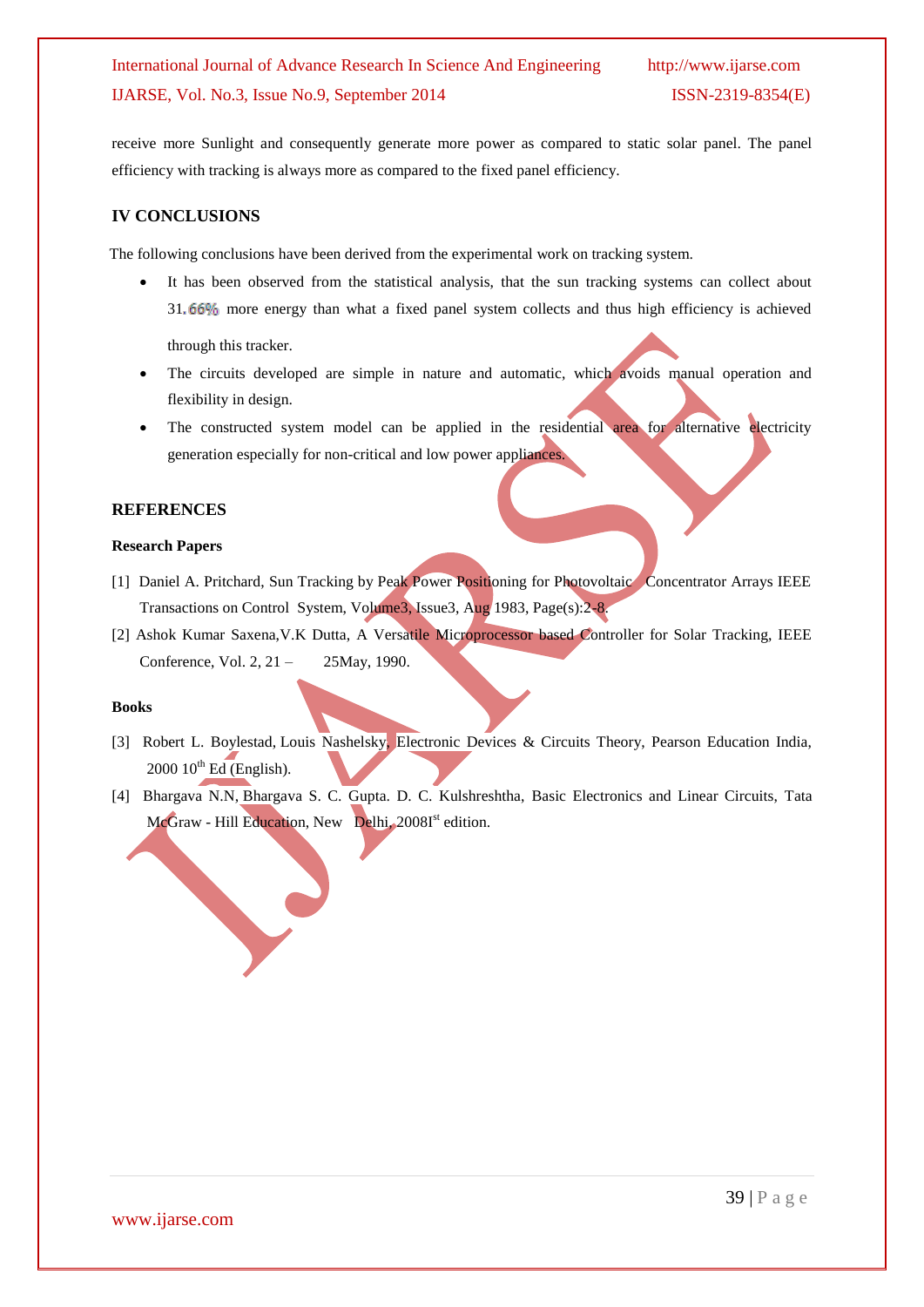receive more Sunlight and consequently generate more power as compared to static solar panel. The panel efficiency with tracking is always more as compared to the fixed panel efficiency.

## IV CONCLUSIONS

The following conclusions have been derived from the experimental work on tracking system.

- It has been observed from the statistical analysis, that the sun tracking systems can collect about 31.66% more energy than what a fixed panel system collects and thus high efficiency is achieved through this tracker.
- The circuits developed are simple in nature and automatic, which avoids manual operation and flexibility in design.
- The constructed system model can be applied in the residential area for alternative electricity generation especially for non-critical and low power appliances.

## REFERENCES

**Research Papers**

[1] Daniel A. Pritchard, Sun Tracking by Peak Power Positioning for Photovoltaic Concentrator Arrays IEEE Transactions on Control System, Volume3, Issue3, Aug 1983, Page(s):2-8.

[2] Ashok Kumar Saxena,V.K Dutta, A Versatile Microprocessor based Controller for Solar Tracking, IEEE Conference, Vol. 2, 21 – 25May, 1990.

**Books**

[3] Robert L. Boylestad, Louis Nashelsky, Electronic Devices & Circuits Theory, Pearson Education India, 2000 10th Ed (English).

[4] Bhargava N.N, Bhargava S. C. Gupta. D. C. Kulshreshtha, Basic Electronics and Linear Circuits, Tata McGraw - Hill Education, New Delhi, 2008Ist edition.